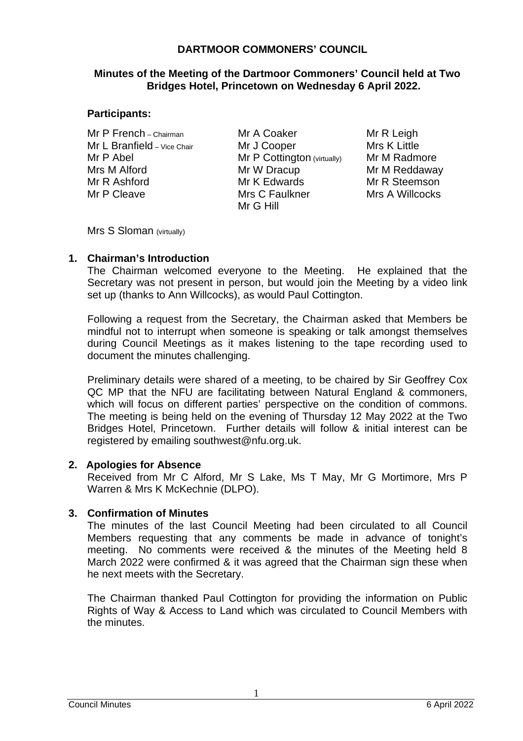**DARTMOOR COMMONERS' COUNCIL**

**Minutes of the Meeting of the Dartmoor Commoners' Council held at Two Bridges Hotel, Princetown on Wednesday 6 April 2022.**

**Participants:**

| | | |
|---|---|---|
| Mr P French – Chairman | Mr A Coaker | Mr R Leigh |
| Mr L Branfield – Vice Chair | Mr J Cooper | Mrs K Little |
| Mr P Abel | Mr P Cottington (virtually) | Mr M Radmore |
| Mrs M Alford | Mr W Dracup | Mr M Reddaway |
| Mr R Ashford | Mr K Edwards | Mr R Steemson |
| Mr P Cleave | Mrs C Faulkner | Mrs A Willcocks |
| | Mr G Hill | |

Mrs S Sloman (virtually)

**1. Chairman's Introduction**

The Chairman welcomed everyone to the Meeting. He explained that the Secretary was not present in person, but would join the Meeting by a video link set up (thanks to Ann Willcocks), as would Paul Cottington.

Following a request from the Secretary, the Chairman asked that Members be mindful not to interrupt when someone is speaking or talk amongst themselves during Council Meetings as it makes listening to the tape recording used to document the minutes challenging.

Preliminary details were shared of a meeting, to be chaired by Sir Geoffrey Cox QC MP that the NFU are facilitating between Natural England & commoners, which will focus on different parties' perspective on the condition of commons. The meeting is being held on the evening of Thursday 12 May 2022 at the Two Bridges Hotel, Princetown. Further details will follow & initial interest can be registered by emailing southwest@nfu.org.uk.

**2. Apologies for Absence**

Received from Mr C Alford, Mr S Lake, Ms T May, Mr G Mortimore, Mrs P Warren & Mrs K McKechnie (DLPO).

**3. Confirmation of Minutes**

The minutes of the last Council Meeting had been circulated to all Council Members requesting that any comments be made in advance of tonight's meeting. No comments were received & the minutes of the Meeting held 8 March 2022 were confirmed & it was agreed that the Chairman sign these when he next meets with the Secretary.

The Chairman thanked Paul Cottington for providing the information on Public Rights of Way & Access to Land which was circulated to Council Members with the minutes.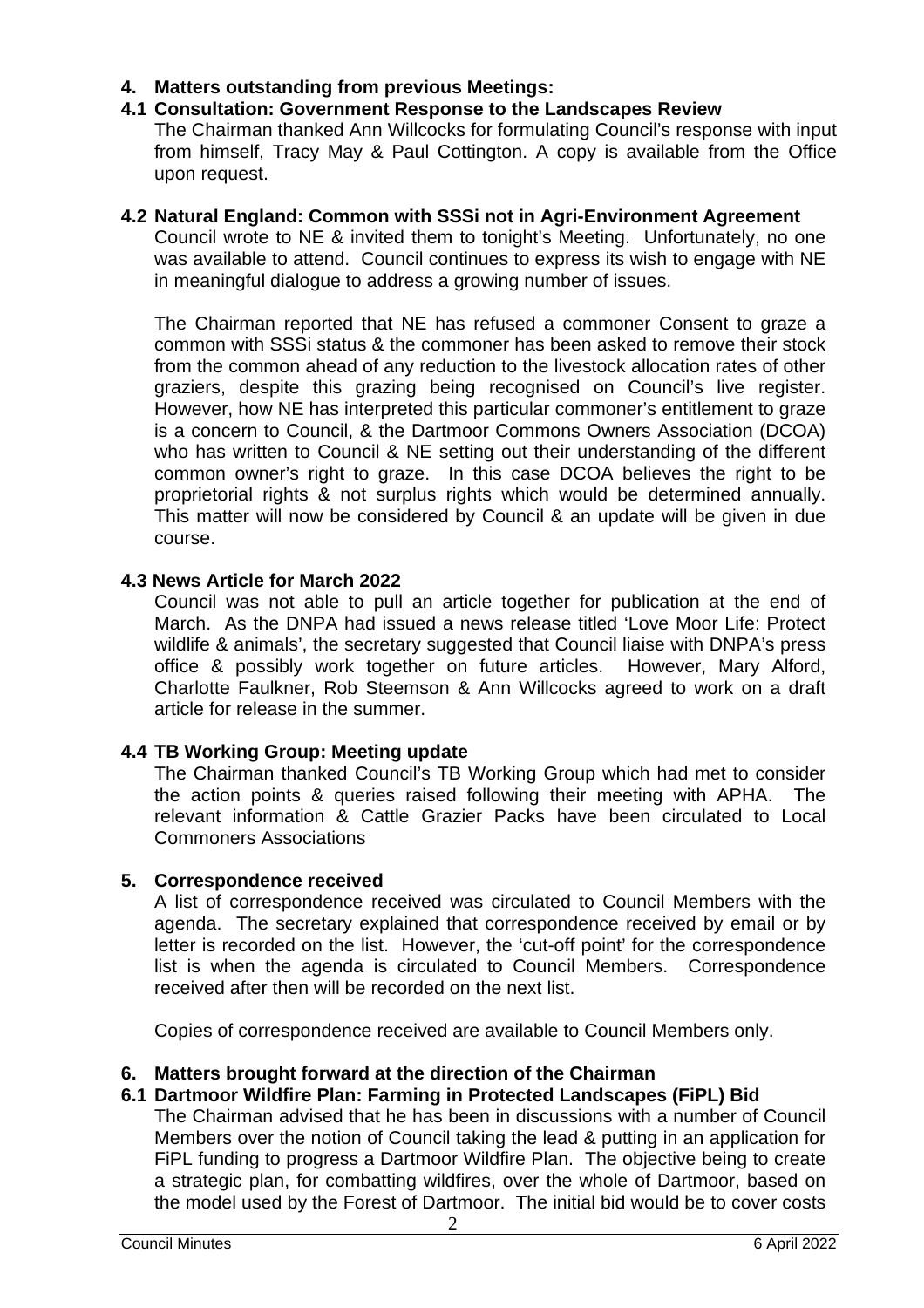## 4. Matters outstanding from previous Meetings:

### 4.1 Consultation: Government Response to the Landscapes Review

The Chairman thanked Ann Willcocks for formulating Council's response with input from himself, Tracy May & Paul Cottington. A copy is available from the Office upon request.

### 4.2 Natural England: Common with SSSi not in Agri-Environment Agreement

Council wrote to NE & invited them to tonight's Meeting. Unfortunately, no one was available to attend. Council continues to express its wish to engage with NE in meaningful dialogue to address a growing number of issues.

The Chairman reported that NE has refused a commoner Consent to graze a common with SSSi status & the commoner has been asked to remove their stock from the common ahead of any reduction to the livestock allocation rates of other graziers, despite this grazing being recognised on Council's live register. However, how NE has interpreted this particular commoner's entitlement to graze is a concern to Council, & the Dartmoor Commons Owners Association (DCOA) who has written to Council & NE setting out their understanding of the different common owner's right to graze. In this case DCOA believes the right to be proprietorial rights & not surplus rights which would be determined annually. This matter will now be considered by Council & an update will be given in due course.

### 4.3 News Article for March 2022

Council was not able to pull an article together for publication at the end of March. As the DNPA had issued a news release titled 'Love Moor Life: Protect wildlife & animals', the secretary suggested that Council liaise with DNPA's press office & possibly work together on future articles. However, Mary Alford, Charlotte Faulkner, Rob Steemson & Ann Willcocks agreed to work on a draft article for release in the summer.

### 4.4 TB Working Group: Meeting update

The Chairman thanked Council's TB Working Group which had met to consider the action points & queries raised following their meeting with APHA. The relevant information & Cattle Grazier Packs have been circulated to Local Commoners Associations

## 5. Correspondence received

A list of correspondence received was circulated to Council Members with the agenda. The secretary explained that correspondence received by email or by letter is recorded on the list. However, the 'cut-off point' for the correspondence list is when the agenda is circulated to Council Members. Correspondence received after then will be recorded on the next list.

Copies of correspondence received are available to Council Members only.

## 6. Matters brought forward at the direction of the Chairman

### 6.1 Dartmoor Wildfire Plan: Farming in Protected Landscapes (FiPL) Bid

The Chairman advised that he has been in discussions with a number of Council Members over the notion of Council taking the lead & putting in an application for FiPL funding to progress a Dartmoor Wildfire Plan. The objective being to create a strategic plan, for combatting wildfires, over the whole of Dartmoor, based on the model used by the Forest of Dartmoor. The initial bid would be to cover costs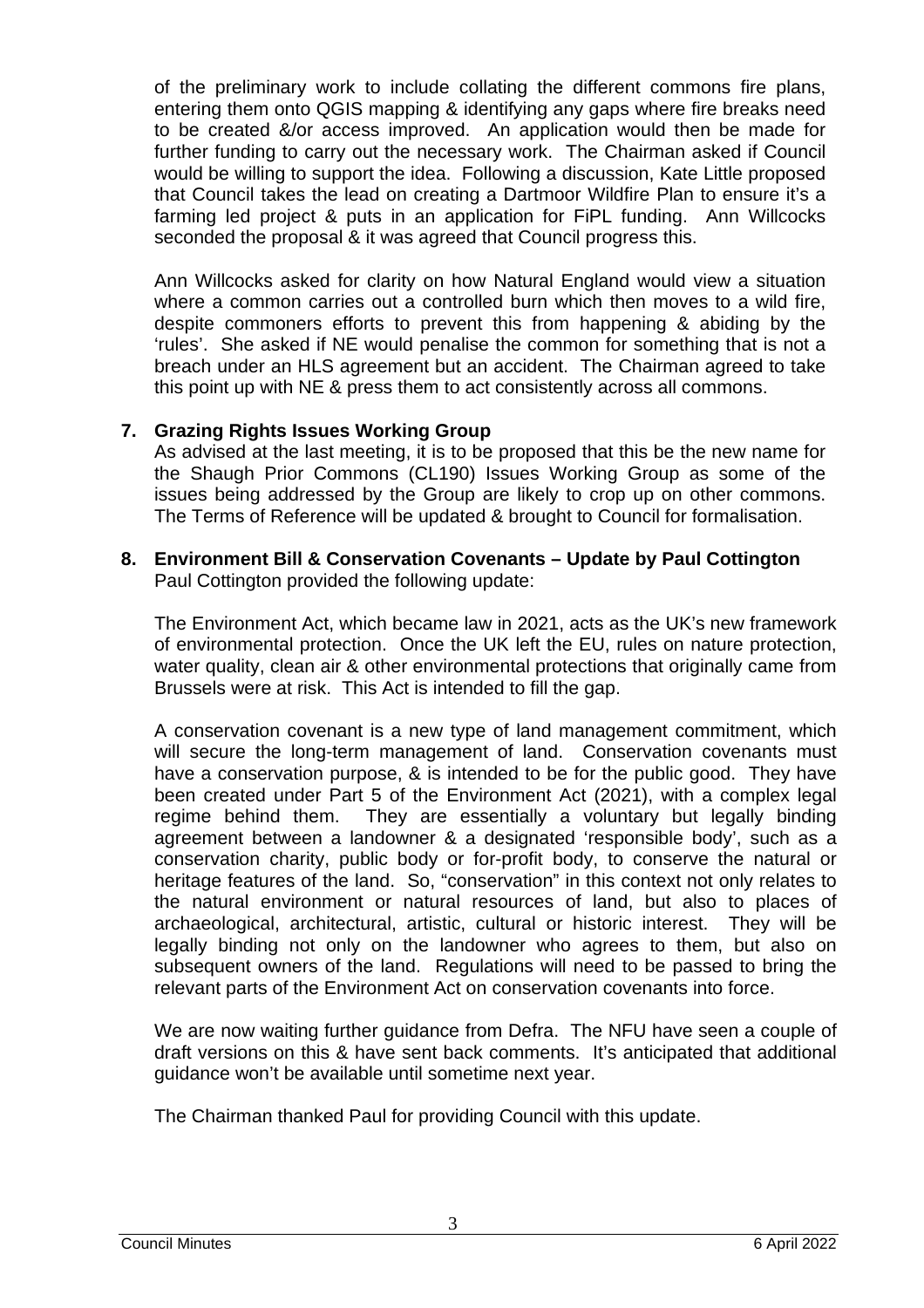of the preliminary work to include collating the different commons fire plans, entering them onto QGIS mapping & identifying any gaps where fire breaks need to be created &/or access improved. An application would then be made for further funding to carry out the necessary work. The Chairman asked if Council would be willing to support the idea. Following a discussion, Kate Little proposed that Council takes the lead on creating a Dartmoor Wildfire Plan to ensure it's a farming led project & puts in an application for FiPL funding. Ann Willcocks seconded the proposal & it was agreed that Council progress this.

Ann Willcocks asked for clarity on how Natural England would view a situation where a common carries out a controlled burn which then moves to a wild fire, despite commoners efforts to prevent this from happening & abiding by the 'rules'. She asked if NE would penalise the common for something that is not a breach under an HLS agreement but an accident. The Chairman agreed to take this point up with NE & press them to act consistently across all commons.

**7. Grazing Rights Issues Working Group**

As advised at the last meeting, it is to be proposed that this be the new name for the Shaugh Prior Commons (CL190) Issues Working Group as some of the issues being addressed by the Group are likely to crop up on other commons. The Terms of Reference will be updated & brought to Council for formalisation.

**8. Environment Bill & Conservation Covenants – Update by Paul Cottington**

Paul Cottington provided the following update:

The Environment Act, which became law in 2021, acts as the UK's new framework of environmental protection. Once the UK left the EU, rules on nature protection, water quality, clean air & other environmental protections that originally came from Brussels were at risk. This Act is intended to fill the gap.

A conservation covenant is a new type of land management commitment, which will secure the long-term management of land. Conservation covenants must have a conservation purpose, & is intended to be for the public good. They have been created under Part 5 of the Environment Act (2021), with a complex legal regime behind them. They are essentially a voluntary but legally binding agreement between a landowner & a designated 'responsible body', such as a conservation charity, public body or for-profit body, to conserve the natural or heritage features of the land. So, "conservation" in this context not only relates to the natural environment or natural resources of land, but also to places of archaeological, architectural, artistic, cultural or historic interest. They will be legally binding not only on the landowner who agrees to them, but also on subsequent owners of the land. Regulations will need to be passed to bring the relevant parts of the Environment Act on conservation covenants into force.

We are now waiting further guidance from Defra. The NFU have seen a couple of draft versions on this & have sent back comments. It's anticipated that additional guidance won't be available until sometime next year.

The Chairman thanked Paul for providing Council with this update.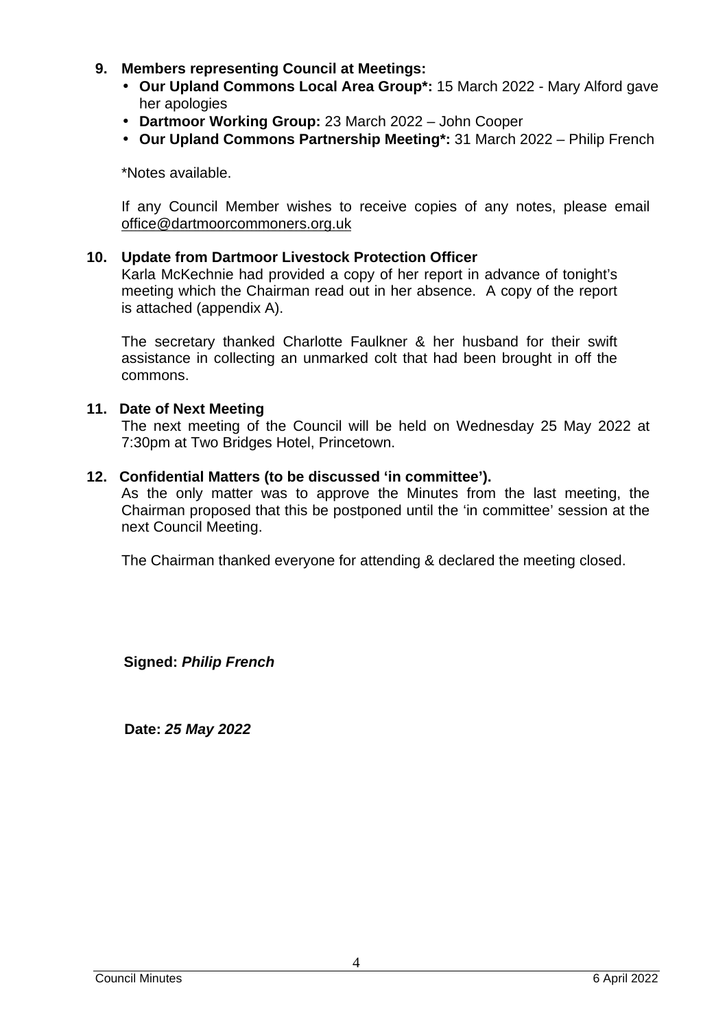**9. Members representing Council at Meetings:**

- **Our Upland Commons Local Area Group*:** 15 March 2022 - Mary Alford gave her apologies
- **Dartmoor Working Group:** 23 March 2022 – John Cooper
- **Our Upland Commons Partnership Meeting*:** 31 March 2022 – Philip French

*Notes available.

If any Council Member wishes to receive copies of any notes, please email office@dartmoorcommoners.org.uk

**10. Update from Dartmoor Livestock Protection Officer**

Karla McKechnie had provided a copy of her report in advance of tonight's meeting which the Chairman read out in her absence. A copy of the report is attached (appendix A).

The secretary thanked Charlotte Faulkner & her husband for their swift assistance in collecting an unmarked colt that had been brought in off the commons.

**11. Date of Next Meeting**

The next meeting of the Council will be held on Wednesday 25 May 2022 at 7:30pm at Two Bridges Hotel, Princetown.

**12. Confidential Matters (to be discussed 'in committee').**

As the only matter was to approve the Minutes from the last meeting, the Chairman proposed that this be postponed until the 'in committee' session at the next Council Meeting.

The Chairman thanked everyone for attending & declared the meeting closed.

**Signed:** ***Philip French***

**Date:** ***25 May 2022***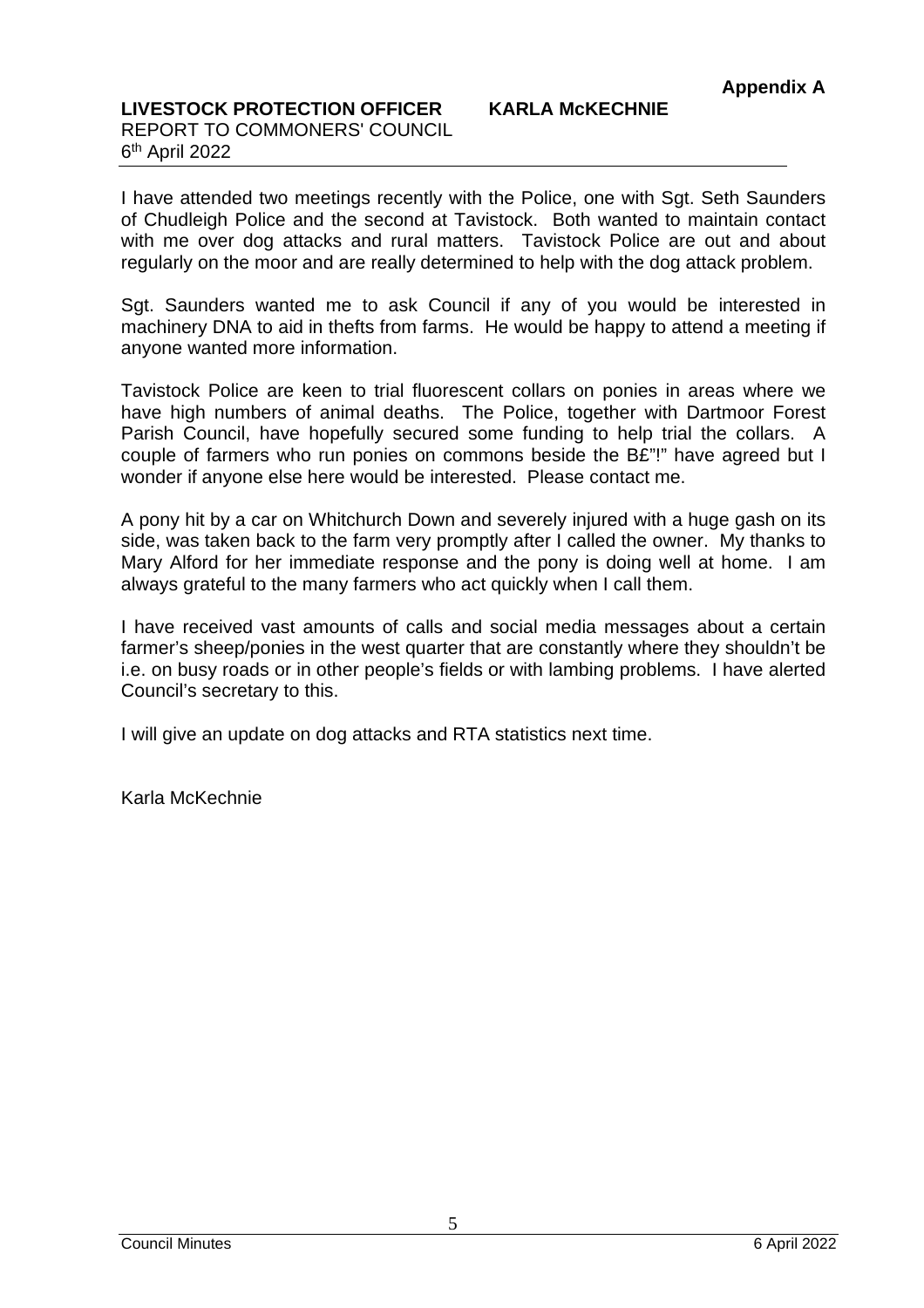**Appendix A**

**LIVESTOCK PROTECTION OFFICER KARLA McKECHNIE**
REPORT TO COMMONERS' COUNCIL
6th April 2022

I have attended two meetings recently with the Police, one with Sgt. Seth Saunders of Chudleigh Police and the second at Tavistock. Both wanted to maintain contact with me over dog attacks and rural matters. Tavistock Police are out and about regularly on the moor and are really determined to help with the dog attack problem.

Sgt. Saunders wanted me to ask Council if any of you would be interested in machinery DNA to aid in thefts from farms. He would be happy to attend a meeting if anyone wanted more information.

Tavistock Police are keen to trial fluorescent collars on ponies in areas where we have high numbers of animal deaths. The Police, together with Dartmoor Forest Parish Council, have hopefully secured some funding to help trial the collars. A couple of farmers who run ponies on commons beside the B£"!" have agreed but I wonder if anyone else here would be interested. Please contact me.

A pony hit by a car on Whitchurch Down and severely injured with a huge gash on its side, was taken back to the farm very promptly after I called the owner. My thanks to Mary Alford for her immediate response and the pony is doing well at home. I am always grateful to the many farmers who act quickly when I call them.

I have received vast amounts of calls and social media messages about a certain farmer's sheep/ponies in the west quarter that are constantly where they shouldn't be i.e. on busy roads or in other people's fields or with lambing problems. I have alerted Council's secretary to this.

I will give an update on dog attacks and RTA statistics next time.

Karla McKechnie